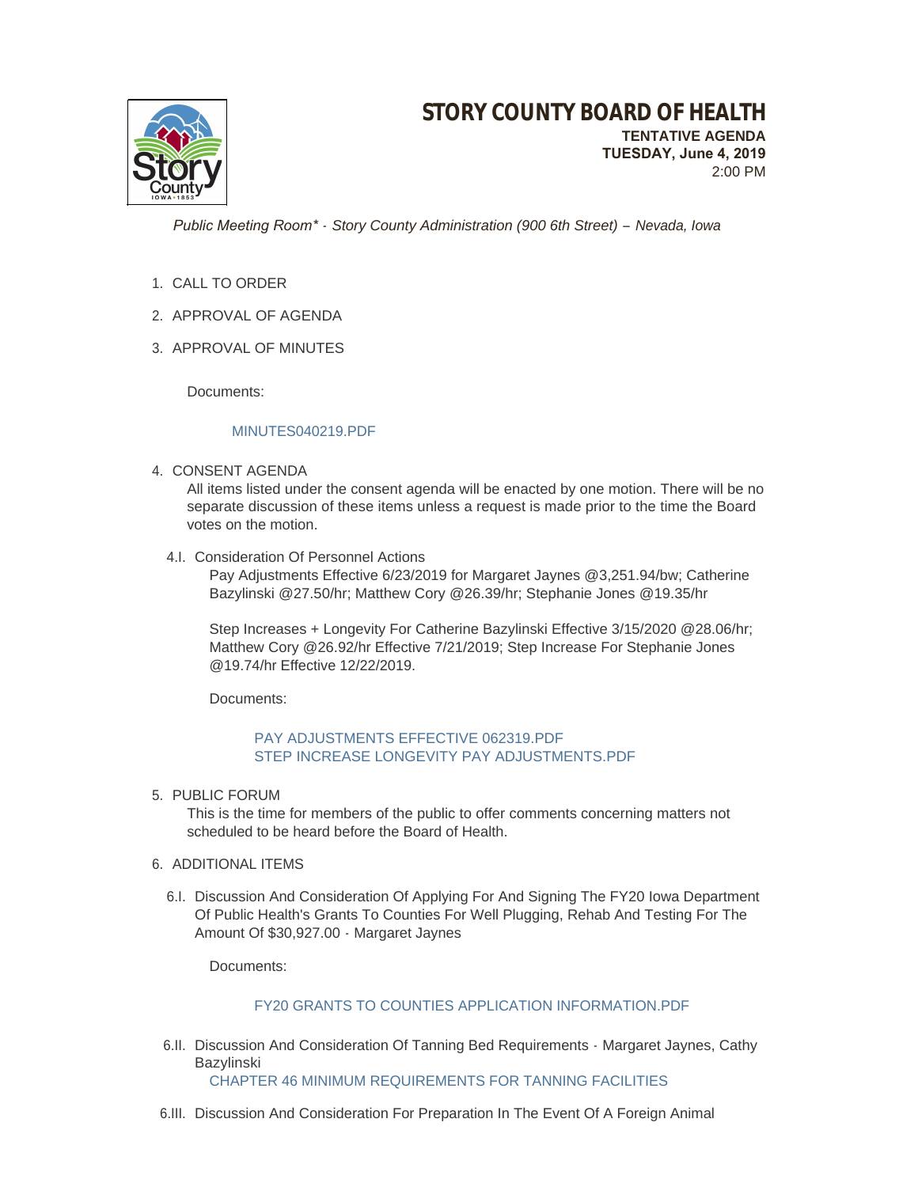# STORY COUNTY BOARD OF HEALTH

**TENTATIVE AGENDA**
**TUESDAY, June 4, 2019**
2:00 PM

*Public Meeting Room\* - Story County Administration (900 6th Street) – Nevada, Iowa*

1. CALL TO ORDER
2. APPROVAL OF AGENDA
3. APPROVAL OF MINUTES

   Documents:

   MINUTES040219.PDF

4. CONSENT AGENDA

   All items listed under the consent agenda will be enacted by one motion. There will be no separate discussion of these items unless a request is made prior to the time the Board votes on the motion.

   4.I. Consideration Of Personnel Actions

   Pay Adjustments Effective 6/23/2019 for Margaret Jaynes @3,251.94/bw; Catherine Bazylinski @27.50/hr; Matthew Cory @26.39/hr; Stephanie Jones @19.35/hr

   Step Increases + Longevity For Catherine Bazylinski Effective 3/15/2020 @28.06/hr; Matthew Cory @26.92/hr Effective 7/21/2019; Step Increase For Stephanie Jones @19.74/hr Effective 12/22/2019.

   Documents:

   PAY ADJUSTMENTS EFFECTIVE 062319.PDF
   STEP INCREASE LONGEVITY PAY ADJUSTMENTS.PDF

5. PUBLIC FORUM

   This is the time for members of the public to offer comments concerning matters not scheduled to be heard before the Board of Health.

6. ADDITIONAL ITEMS

   6.I. Discussion And Consideration Of Applying For And Signing The FY20 Iowa Department Of Public Health's Grants To Counties For Well Plugging, Rehab And Testing For The Amount Of $30,927.00 - Margaret Jaynes

   Documents:

   FY20 GRANTS TO COUNTIES APPLICATION INFORMATION.PDF

   6.II. Discussion And Consideration Of Tanning Bed Requirements - Margaret Jaynes, Cathy Bazylinski

   CHAPTER 46 MINIMUM REQUIREMENTS FOR TANNING FACILITIES

   6.III. Discussion And Consideration For Preparation In The Event Of A Foreign Animal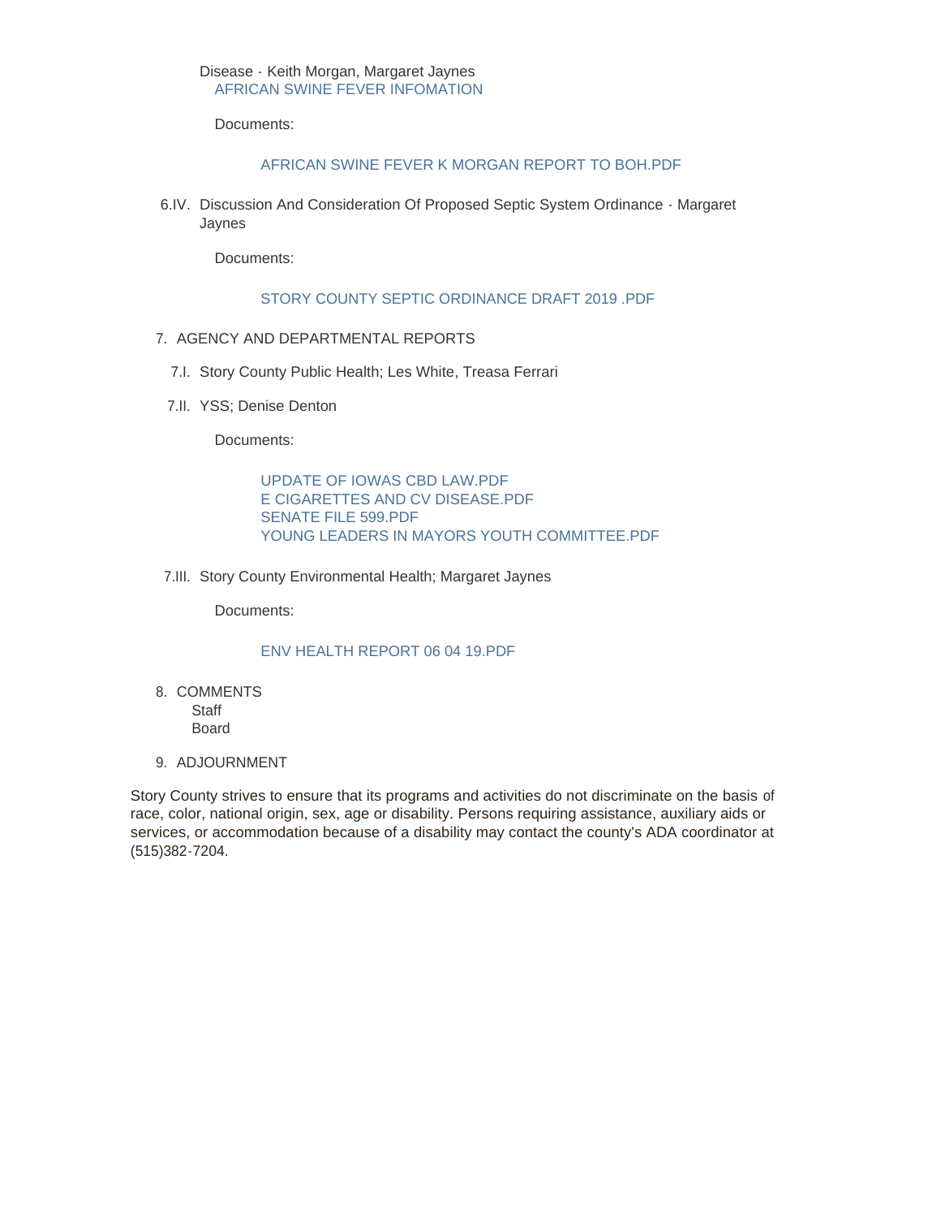Disease - Keith Morgan, Margaret Jaynes
AFRICAN SWINE FEVER INFOMATION

Documents:

AFRICAN SWINE FEVER K MORGAN REPORT TO BOH.PDF

6.IV. Discussion And Consideration Of Proposed Septic System Ordinance - Margaret Jaynes

Documents:

STORY COUNTY SEPTIC ORDINANCE DRAFT 2019 .PDF

7. AGENCY AND DEPARTMENTAL REPORTS

7.I. Story County Public Health; Les White, Treasa Ferrari

7.II. YSS; Denise Denton

Documents:

UPDATE OF IOWAS CBD LAW.PDF
E CIGARETTES AND CV DISEASE.PDF
SENATE FILE 599.PDF
YOUNG LEADERS IN MAYORS YOUTH COMMITTEE.PDF

7.III. Story County Environmental Health; Margaret Jaynes

Documents:

ENV HEALTH REPORT 06 04 19.PDF

8. COMMENTS
Staff
Board

9. ADJOURNMENT

Story County strives to ensure that its programs and activities do not discriminate on the basis of race, color, national origin, sex, age or disability. Persons requiring assistance, auxiliary aids or services, or accommodation because of a disability may contact the county's ADA coordinator at (515)382-7204.